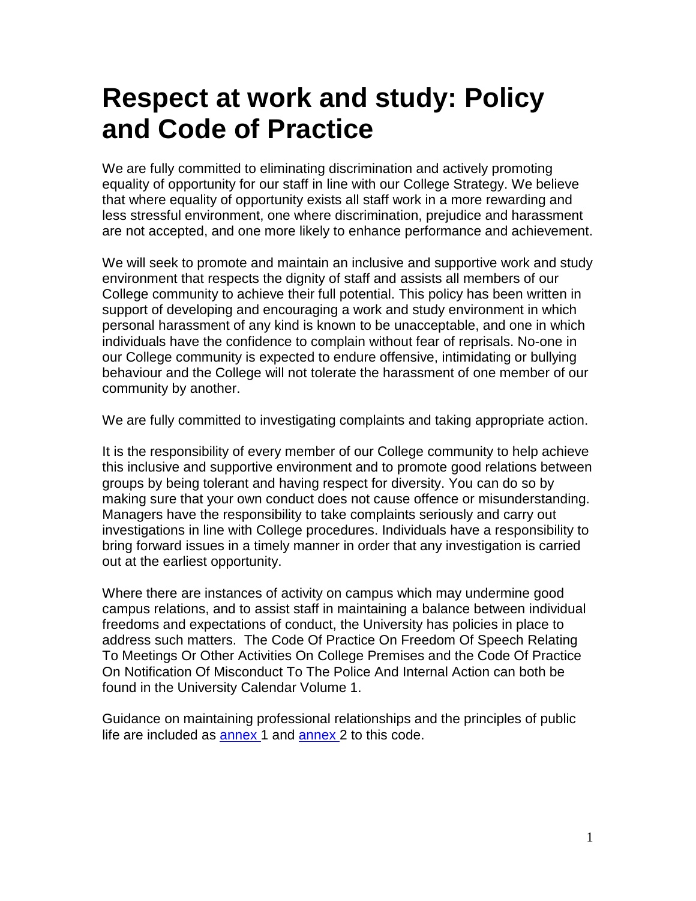# Respect at work and study: Policy and Code of Practice

We are fully committed to eliminating discrimination and actively promoting equality of opportunity for our staff in line with our College Strategy. We believe that where equality of opportunity exists all staff work in a more rewarding and less stressful environment, one where discrimination, prejudice and harassment are not accepted, and one more likely to enhance performance and achievement.

We will seek to promote and maintain an inclusive and supportive work and study environment that respects the dignity of staff and assists all members of our College community to achieve their full potential. This policy has been written in support of developing and encouraging a work and study environment in which personal harassment of any kind is known to be unacceptable, and one in which individuals have the confidence to complain without fear of reprisals. No-one in our College community is expected to endure offensive, intimidating or bullying behaviour and the College will not tolerate the harassment of one member of our community by another.

We are fully committed to investigating complaints and taking appropriate action.

It is the responsibility of every member of our College community to help achieve this inclusive and supportive environment and to promote good relations between groups by being tolerant and having respect for diversity. You can do so by making sure that your own conduct does not cause offence or misunderstanding. Managers have the responsibility to take complaints seriously and carry out investigations in line with College procedures. Individuals have a responsibility to bring forward issues in a timely manner in order that any investigation is carried out at the earliest opportunity.

Where there are instances of activity on campus which may undermine good campus relations, and to assist staff in maintaining a balance between individual freedoms and expectations of conduct, the University has policies in place to address such matters. The Code Of Practice On Freedom Of Speech Relating To Meetings Or Other Activities On College Premises and the Code Of Practice On Notification Of Misconduct To The Police And Internal Action can both be found in the University Calendar Volume 1.

Guidance on maintaining professional relationships and the principles of public life are included as annex 1 and annex 2 to this code.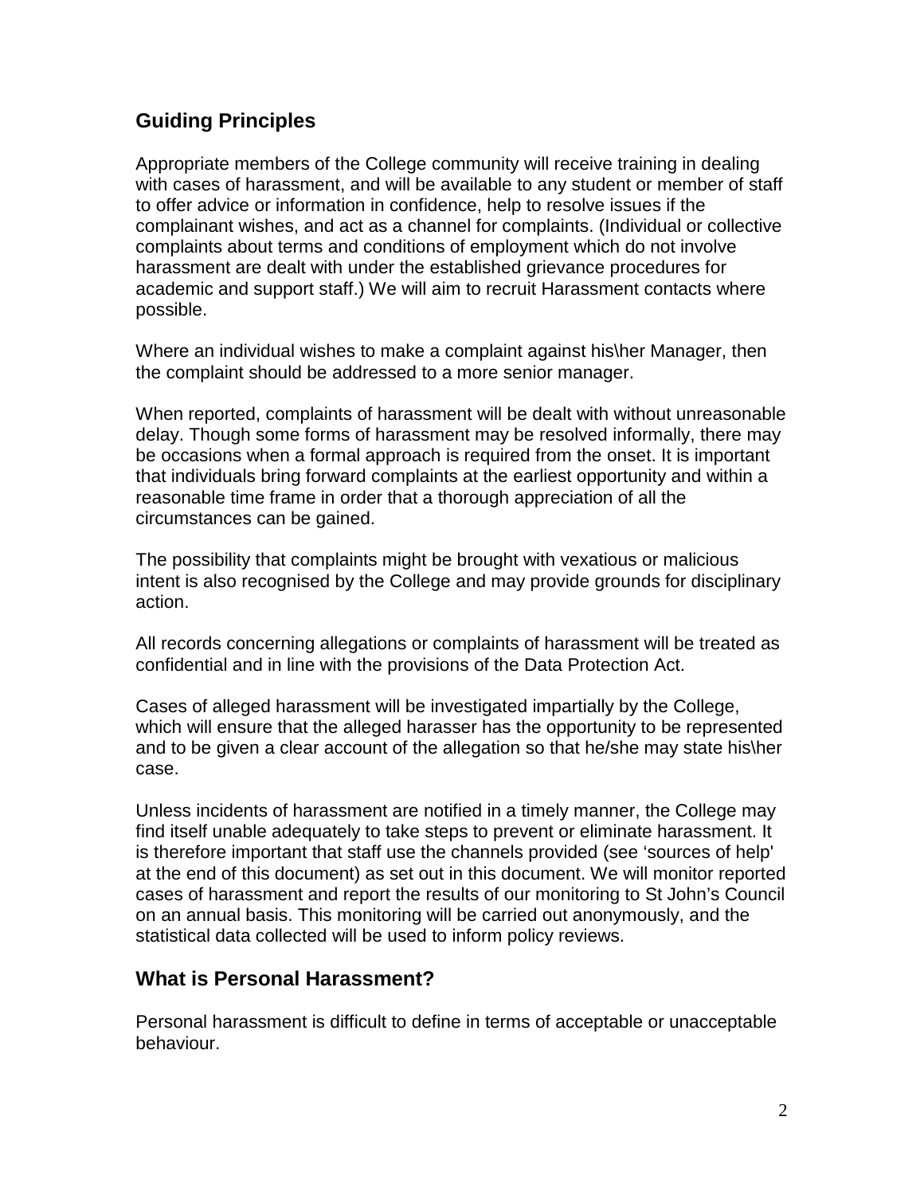## Guiding Principles

Appropriate members of the College community will receive training in dealing with cases of harassment, and will be available to any student or member of staff to offer advice or information in confidence, help to resolve issues if the complainant wishes, and act as a channel for complaints. (Individual or collective complaints about terms and conditions of employment which do not involve harassment are dealt with under the established grievance procedures for academic and support staff.) We will aim to recruit Harassment contacts where possible.

Where an individual wishes to make a complaint against his\her Manager, then the complaint should be addressed to a more senior manager.

When reported, complaints of harassment will be dealt with without unreasonable delay. Though some forms of harassment may be resolved informally, there may be occasions when a formal approach is required from the onset. It is important that individuals bring forward complaints at the earliest opportunity and within a reasonable time frame in order that a thorough appreciation of all the circumstances can be gained.

The possibility that complaints might be brought with vexatious or malicious intent is also recognised by the College and may provide grounds for disciplinary action.

All records concerning allegations or complaints of harassment will be treated as confidential and in line with the provisions of the Data Protection Act.

Cases of alleged harassment will be investigated impartially by the College, which will ensure that the alleged harasser has the opportunity to be represented and to be given a clear account of the allegation so that he/she may state his\her case.

Unless incidents of harassment are notified in a timely manner, the College may find itself unable adequately to take steps to prevent or eliminate harassment. It is therefore important that staff use the channels provided (see 'sources of help' at the end of this document) as set out in this document. We will monitor reported cases of harassment and report the results of our monitoring to St John's Council on an annual basis. This monitoring will be carried out anonymously, and the statistical data collected will be used to inform policy reviews.

## What is Personal Harassment?

Personal harassment is difficult to define in terms of acceptable or unacceptable behaviour.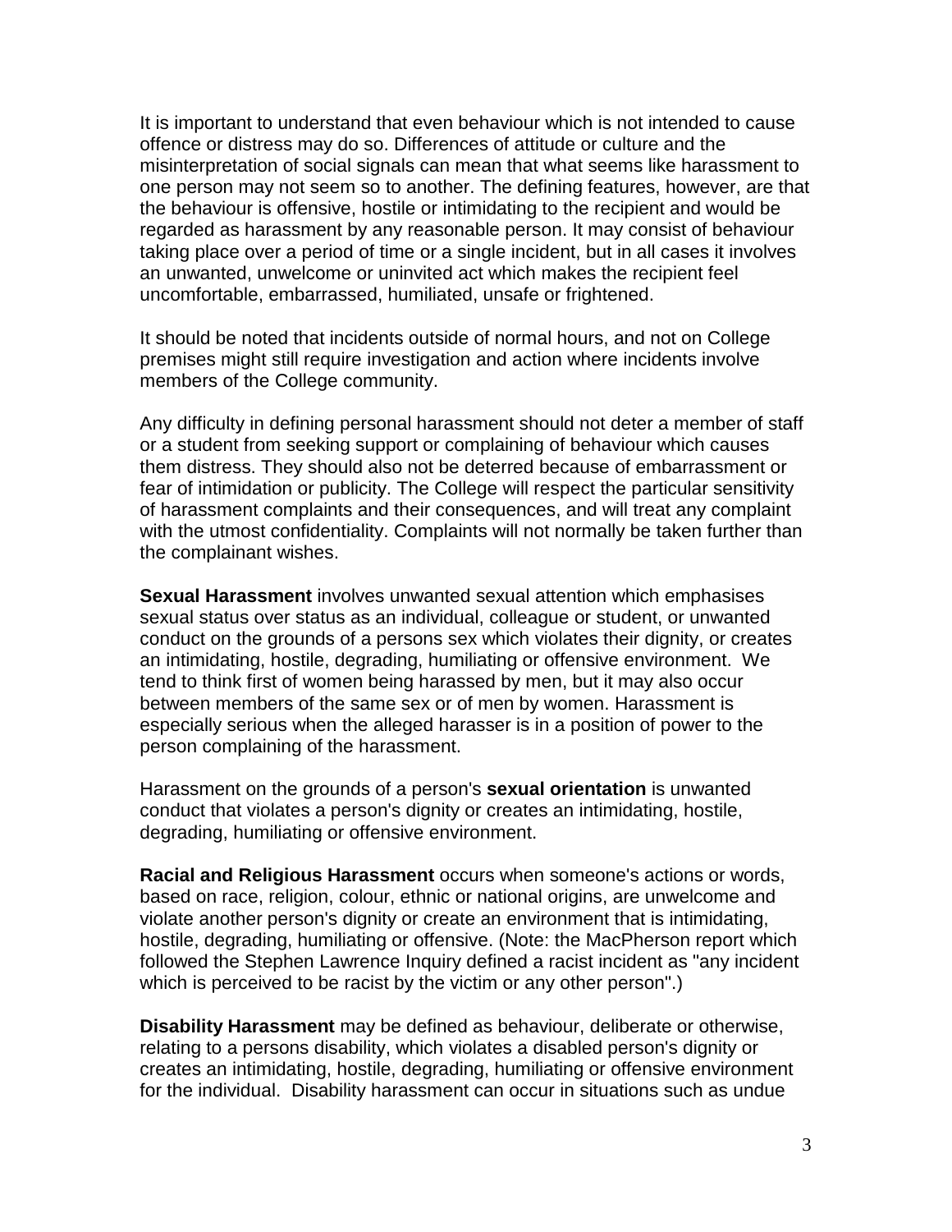It is important to understand that even behaviour which is not intended to cause offence or distress may do so. Differences of attitude or culture and the misinterpretation of social signals can mean that what seems like harassment to one person may not seem so to another. The defining features, however, are that the behaviour is offensive, hostile or intimidating to the recipient and would be regarded as harassment by any reasonable person. It may consist of behaviour taking place over a period of time or a single incident, but in all cases it involves an unwanted, unwelcome or uninvited act which makes the recipient feel uncomfortable, embarrassed, humiliated, unsafe or frightened.

It should be noted that incidents outside of normal hours, and not on College premises might still require investigation and action where incidents involve members of the College community.

Any difficulty in defining personal harassment should not deter a member of staff or a student from seeking support or complaining of behaviour which causes them distress. They should also not be deterred because of embarrassment or fear of intimidation or publicity. The College will respect the particular sensitivity of harassment complaints and their consequences, and will treat any complaint with the utmost confidentiality. Complaints will not normally be taken further than the complainant wishes.

**Sexual Harassment** involves unwanted sexual attention which emphasises sexual status over status as an individual, colleague or student, or unwanted conduct on the grounds of a persons sex which violates their dignity, or creates an intimidating, hostile, degrading, humiliating or offensive environment. We tend to think first of women being harassed by men, but it may also occur between members of the same sex or of men by women. Harassment is especially serious when the alleged harasser is in a position of power to the person complaining of the harassment.

Harassment on the grounds of a person's **sexual orientation** is unwanted conduct that violates a person's dignity or creates an intimidating, hostile, degrading, humiliating or offensive environment.

**Racial and Religious Harassment** occurs when someone's actions or words, based on race, religion, colour, ethnic or national origins, are unwelcome and violate another person's dignity or create an environment that is intimidating, hostile, degrading, humiliating or offensive. (Note: the MacPherson report which followed the Stephen Lawrence Inquiry defined a racist incident as "any incident which is perceived to be racist by the victim or any other person".)

**Disability Harassment** may be defined as behaviour, deliberate or otherwise, relating to a persons disability, which violates a disabled person's dignity or creates an intimidating, hostile, degrading, humiliating or offensive environment for the individual. Disability harassment can occur in situations such as undue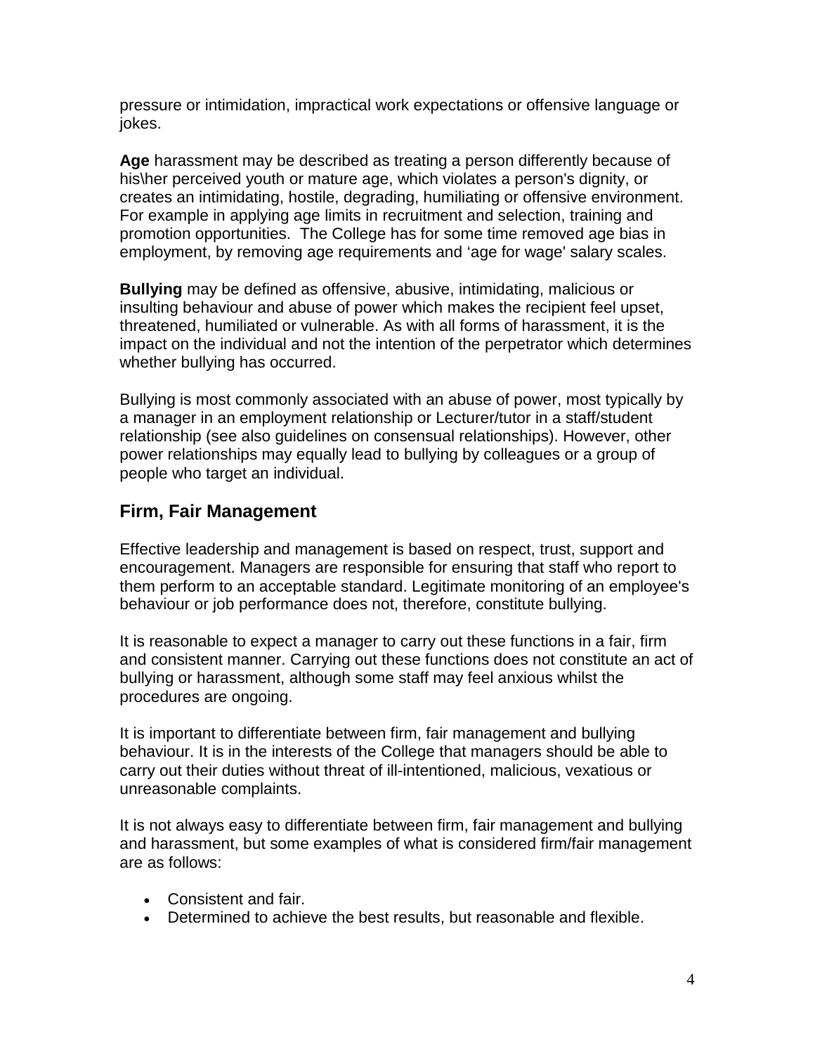pressure or intimidation, impractical work expectations or offensive language or jokes.

**Age** harassment may be described as treating a person differently because of his\her perceived youth or mature age, which violates a person's dignity, or creates an intimidating, hostile, degrading, humiliating or offensive environment. For example in applying age limits in recruitment and selection, training and promotion opportunities. The College has for some time removed age bias in employment, by removing age requirements and 'age for wage' salary scales.

**Bullying** may be defined as offensive, abusive, intimidating, malicious or insulting behaviour and abuse of power which makes the recipient feel upset, threatened, humiliated or vulnerable. As with all forms of harassment, it is the impact on the individual and not the intention of the perpetrator which determines whether bullying has occurred.

Bullying is most commonly associated with an abuse of power, most typically by a manager in an employment relationship or Lecturer/tutor in a staff/student relationship (see also guidelines on consensual relationships). However, other power relationships may equally lead to bullying by colleagues or a group of people who target an individual.

## Firm, Fair Management

Effective leadership and management is based on respect, trust, support and encouragement. Managers are responsible for ensuring that staff who report to them perform to an acceptable standard. Legitimate monitoring of an employee's behaviour or job performance does not, therefore, constitute bullying.

It is reasonable to expect a manager to carry out these functions in a fair, firm and consistent manner. Carrying out these functions does not constitute an act of bullying or harassment, although some staff may feel anxious whilst the procedures are ongoing.

It is important to differentiate between firm, fair management and bullying behaviour. It is in the interests of the College that managers should be able to carry out their duties without threat of ill-intentioned, malicious, vexatious or unreasonable complaints.

It is not always easy to differentiate between firm, fair management and bullying and harassment, but some examples of what is considered firm/fair management are as follows:

- Consistent and fair.
- Determined to achieve the best results, but reasonable and flexible.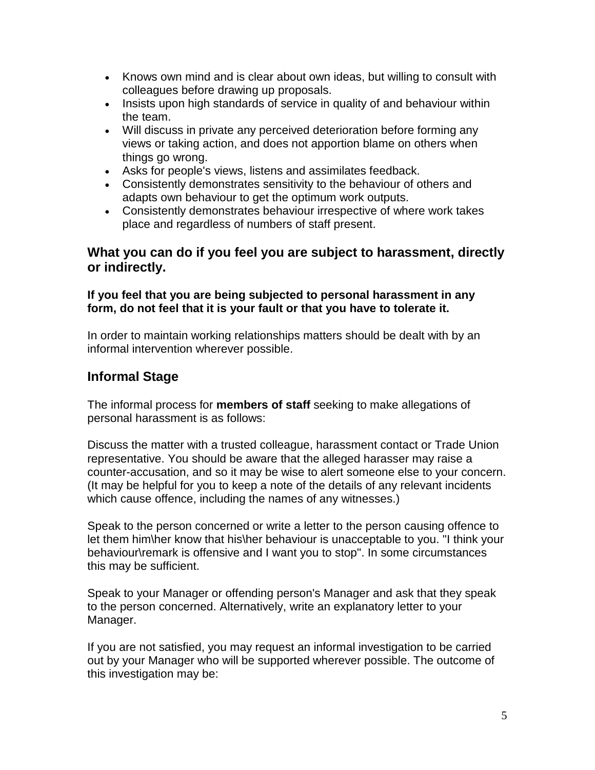- Knows own mind and is clear about own ideas, but willing to consult with colleagues before drawing up proposals.
- Insists upon high standards of service in quality of and behaviour within the team.
- Will discuss in private any perceived deterioration before forming any views or taking action, and does not apportion blame on others when things go wrong.
- Asks for people's views, listens and assimilates feedback.
- Consistently demonstrates sensitivity to the behaviour of others and adapts own behaviour to get the optimum work outputs.
- Consistently demonstrates behaviour irrespective of where work takes place and regardless of numbers of staff present.

## What you can do if you feel you are subject to harassment, directly or indirectly.

**If you feel that you are being subjected to personal harassment in any form, do not feel that it is your fault or that you have to tolerate it.**

In order to maintain working relationships matters should be dealt with by an informal intervention wherever possible.

## Informal Stage

The informal process for **members of staff** seeking to make allegations of personal harassment is as follows:

Discuss the matter with a trusted colleague, harassment contact or Trade Union representative. You should be aware that the alleged harasser may raise a counter-accusation, and so it may be wise to alert someone else to your concern. (It may be helpful for you to keep a note of the details of any relevant incidents which cause offence, including the names of any witnesses.)

Speak to the person concerned or write a letter to the person causing offence to let them him\her know that his\her behaviour is unacceptable to you. "I think your behaviour\remark is offensive and I want you to stop". In some circumstances this may be sufficient.

Speak to your Manager or offending person's Manager and ask that they speak to the person concerned. Alternatively, write an explanatory letter to your Manager.

If you are not satisfied, you may request an informal investigation to be carried out by your Manager who will be supported wherever possible. The outcome of this investigation may be: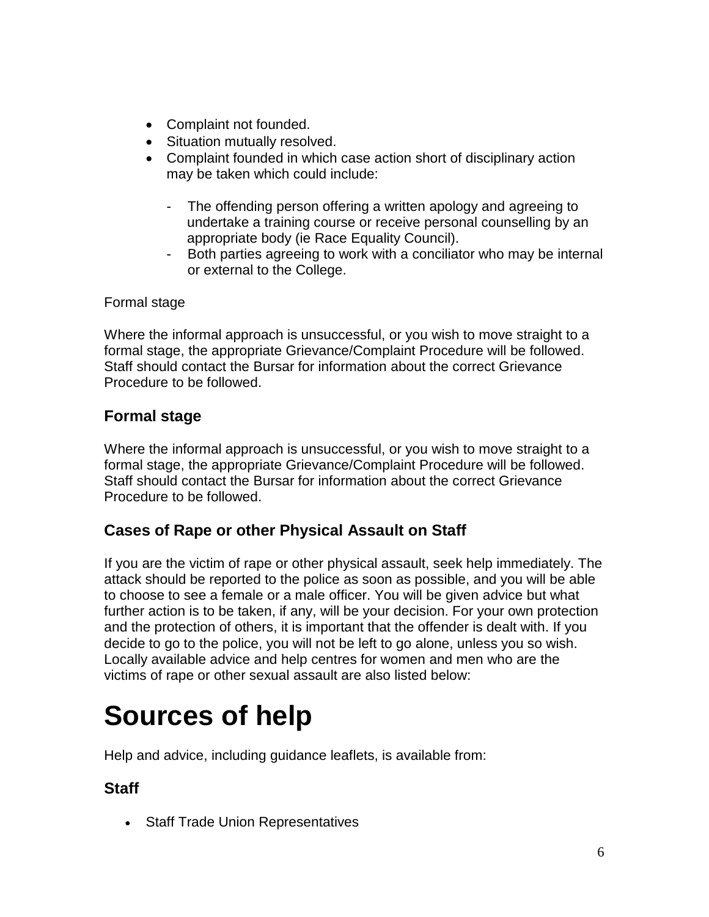- Complaint not founded.
- Situation mutually resolved.
- Complaint founded in which case action short of disciplinary action may be taken which could include:
  - The offending person offering a written apology and agreeing to undertake a training course or receive personal counselling by an appropriate body (ie Race Equality Council).
  - Both parties agreeing to work with a conciliator who may be internal or external to the College.

Formal stage

Where the informal approach is unsuccessful, or you wish to move straight to a formal stage, the appropriate Grievance/Complaint Procedure will be followed. Staff should contact the Bursar for information about the correct Grievance Procedure to be followed.

### Formal stage

Where the informal approach is unsuccessful, or you wish to move straight to a formal stage, the appropriate Grievance/Complaint Procedure will be followed. Staff should contact the Bursar for information about the correct Grievance Procedure to be followed.

### Cases of Rape or other Physical Assault on Staff

If you are the victim of rape or other physical assault, seek help immediately. The attack should be reported to the police as soon as possible, and you will be able to choose to see a female or a male officer. You will be given advice but what further action is to be taken, if any, will be your decision. For your own protection and the protection of others, it is important that the offender is dealt with. If you decide to go to the police, you will not be left to go alone, unless you so wish. Locally available advice and help centres for women and men who are the victims of rape or other sexual assault are also listed below:

# Sources of help

Help and advice, including guidance leaflets, is available from:

### Staff

- Staff Trade Union Representatives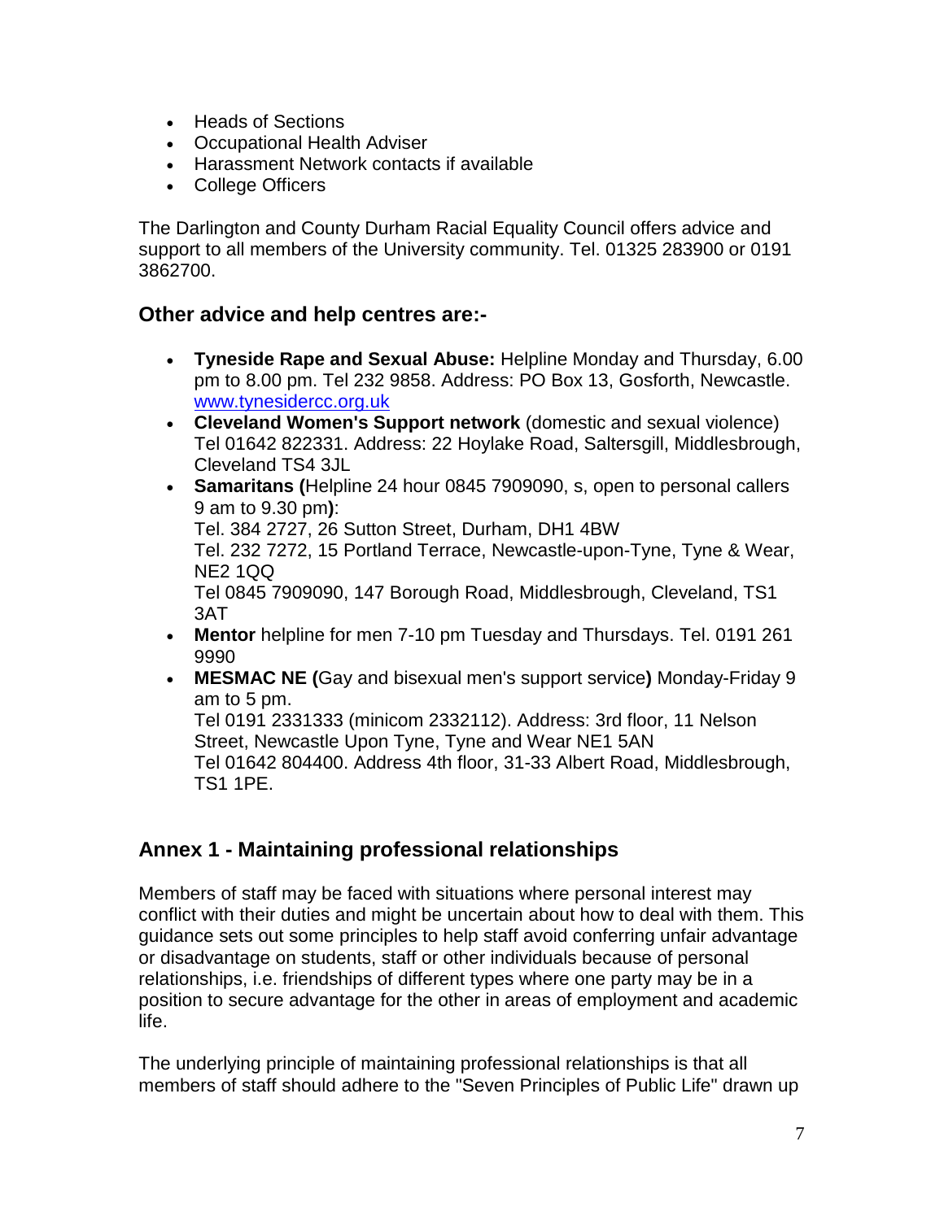- Heads of Sections
- Occupational Health Adviser
- Harassment Network contacts if available
- College Officers

The Darlington and County Durham Racial Equality Council offers advice and support to all members of the University community. Tel. 01325 283900 or 0191 3862700.

## Other advice and help centres are:-

- **Tyneside Rape and Sexual Abuse:** Helpline Monday and Thursday, 6.00 pm to 8.00 pm. Tel 232 9858. Address: PO Box 13, Gosforth, Newcastle. www.tynesidercc.org.uk
- **Cleveland Women's Support network** (domestic and sexual violence) Tel 01642 822331. Address: 22 Hoylake Road, Saltersgill, Middlesbrough, Cleveland TS4 3JL
- **Samaritans (**Helpline 24 hour 0845 7909090, s, open to personal callers 9 am to 9.30 pm**)**:
  Tel. 384 2727, 26 Sutton Street, Durham, DH1 4BW
  Tel. 232 7272, 15 Portland Terrace, Newcastle-upon-Tyne, Tyne & Wear, NE2 1QQ
  Tel 0845 7909090, 147 Borough Road, Middlesbrough, Cleveland, TS1 3AT
- **Mentor** helpline for men 7-10 pm Tuesday and Thursdays. Tel. 0191 261 9990
- **MESMAC NE (**Gay and bisexual men's support service**)** Monday-Friday 9 am to 5 pm.
  Tel 0191 2331333 (minicom 2332112). Address: 3rd floor, 11 Nelson Street, Newcastle Upon Tyne, Tyne and Wear NE1 5AN
  Tel 01642 804400. Address 4th floor, 31-33 Albert Road, Middlesbrough, TS1 1PE.

## Annex 1 - Maintaining professional relationships

Members of staff may be faced with situations where personal interest may conflict with their duties and might be uncertain about how to deal with them. This guidance sets out some principles to help staff avoid conferring unfair advantage or disadvantage on students, staff or other individuals because of personal relationships, i.e. friendships of different types where one party may be in a position to secure advantage for the other in areas of employment and academic life.

The underlying principle of maintaining professional relationships is that all members of staff should adhere to the "Seven Principles of Public Life" drawn up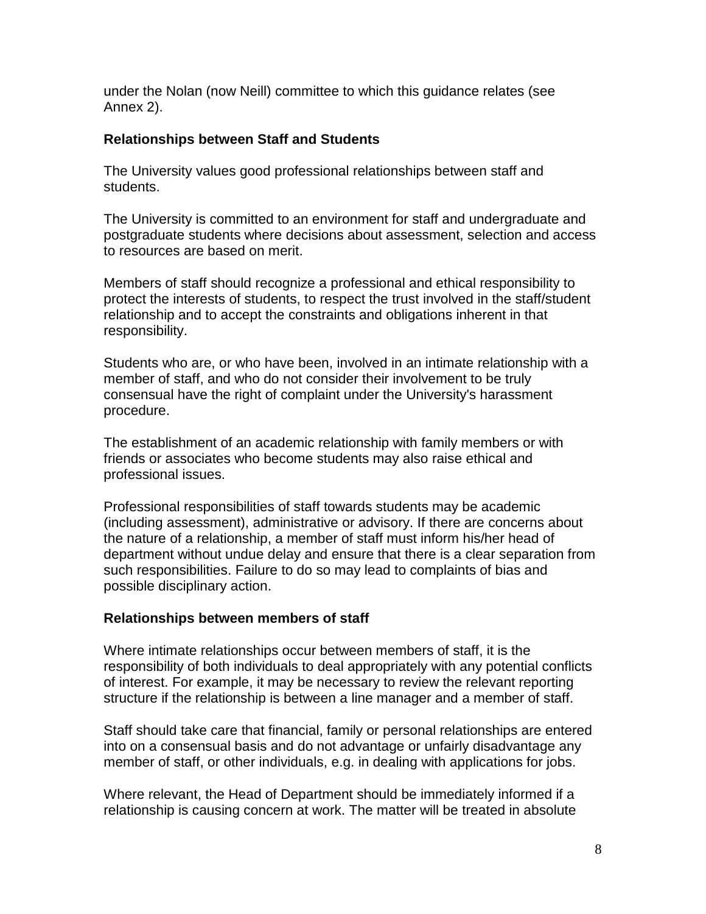under the Nolan (now Neill) committee to which this guidance relates (see Annex 2).

**Relationships between Staff and Students**

The University values good professional relationships between staff and students.

The University is committed to an environment for staff and undergraduate and postgraduate students where decisions about assessment, selection and access to resources are based on merit.

Members of staff should recognize a professional and ethical responsibility to protect the interests of students, to respect the trust involved in the staff/student relationship and to accept the constraints and obligations inherent in that responsibility.

Students who are, or who have been, involved in an intimate relationship with a member of staff, and who do not consider their involvement to be truly consensual have the right of complaint under the University's harassment procedure.

The establishment of an academic relationship with family members or with friends or associates who become students may also raise ethical and professional issues.

Professional responsibilities of staff towards students may be academic (including assessment), administrative or advisory. If there are concerns about the nature of a relationship, a member of staff must inform his/her head of department without undue delay and ensure that there is a clear separation from such responsibilities. Failure to do so may lead to complaints of bias and possible disciplinary action.

**Relationships between members of staff**

Where intimate relationships occur between members of staff, it is the responsibility of both individuals to deal appropriately with any potential conflicts of interest. For example, it may be necessary to review the relevant reporting structure if the relationship is between a line manager and a member of staff.

Staff should take care that financial, family or personal relationships are entered into on a consensual basis and do not advantage or unfairly disadvantage any member of staff, or other individuals, e.g. in dealing with applications for jobs.

Where relevant, the Head of Department should be immediately informed if a relationship is causing concern at work. The matter will be treated in absolute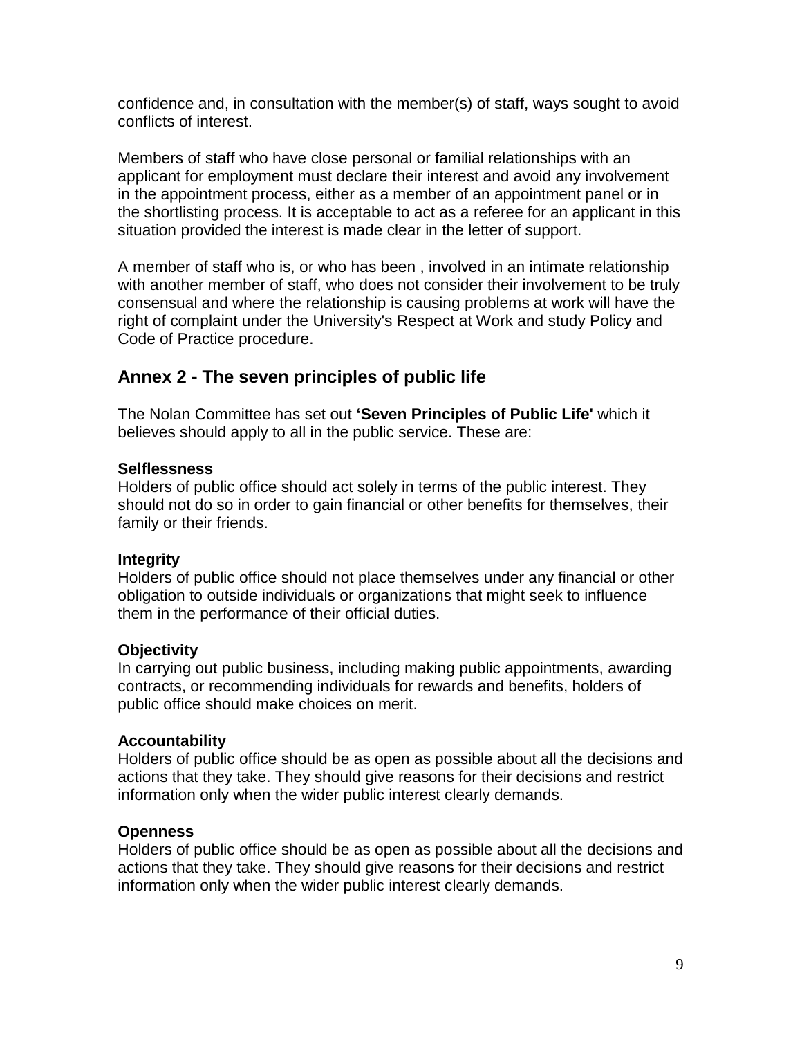confidence and, in consultation with the member(s) of staff, ways sought to avoid conflicts of interest.

Members of staff who have close personal or familial relationships with an applicant for employment must declare their interest and avoid any involvement in the appointment process, either as a member of an appointment panel or in the shortlisting process. It is acceptable to act as a referee for an applicant in this situation provided the interest is made clear in the letter of support.

A member of staff who is, or who has been , involved in an intimate relationship with another member of staff, who does not consider their involvement to be truly consensual and where the relationship is causing problems at work will have the right of complaint under the University's Respect at Work and study Policy and Code of Practice procedure.

## Annex 2 - The seven principles of public life

The Nolan Committee has set out **'Seven Principles of Public Life'** which it believes should apply to all in the public service. These are:

**Selflessness**
Holders of public office should act solely in terms of the public interest. They should not do so in order to gain financial or other benefits for themselves, their family or their friends.

**Integrity**
Holders of public office should not place themselves under any financial or other obligation to outside individuals or organizations that might seek to influence them in the performance of their official duties.

**Objectivity**
In carrying out public business, including making public appointments, awarding contracts, or recommending individuals for rewards and benefits, holders of public office should make choices on merit.

**Accountability**
Holders of public office should be as open as possible about all the decisions and actions that they take. They should give reasons for their decisions and restrict information only when the wider public interest clearly demands.

**Openness**
Holders of public office should be as open as possible about all the decisions and actions that they take. They should give reasons for their decisions and restrict information only when the wider public interest clearly demands.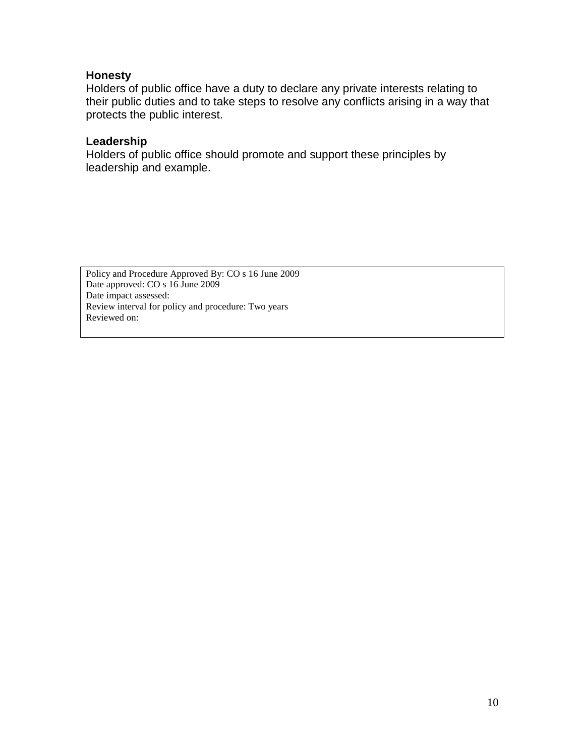**Honesty**
Holders of public office have a duty to declare any private interests relating to their public duties and to take steps to resolve any conflicts arising in a way that protects the public interest.

**Leadership**
Holders of public office should promote and support these principles by leadership and example.

| |
|---|
| Policy and Procedure Approved By: CO s 16 June 2009<br>Date approved: CO s 16 June 2009<br>Date impact assessed:<br>Review interval for policy and procedure: Two years<br>Reviewed on: |